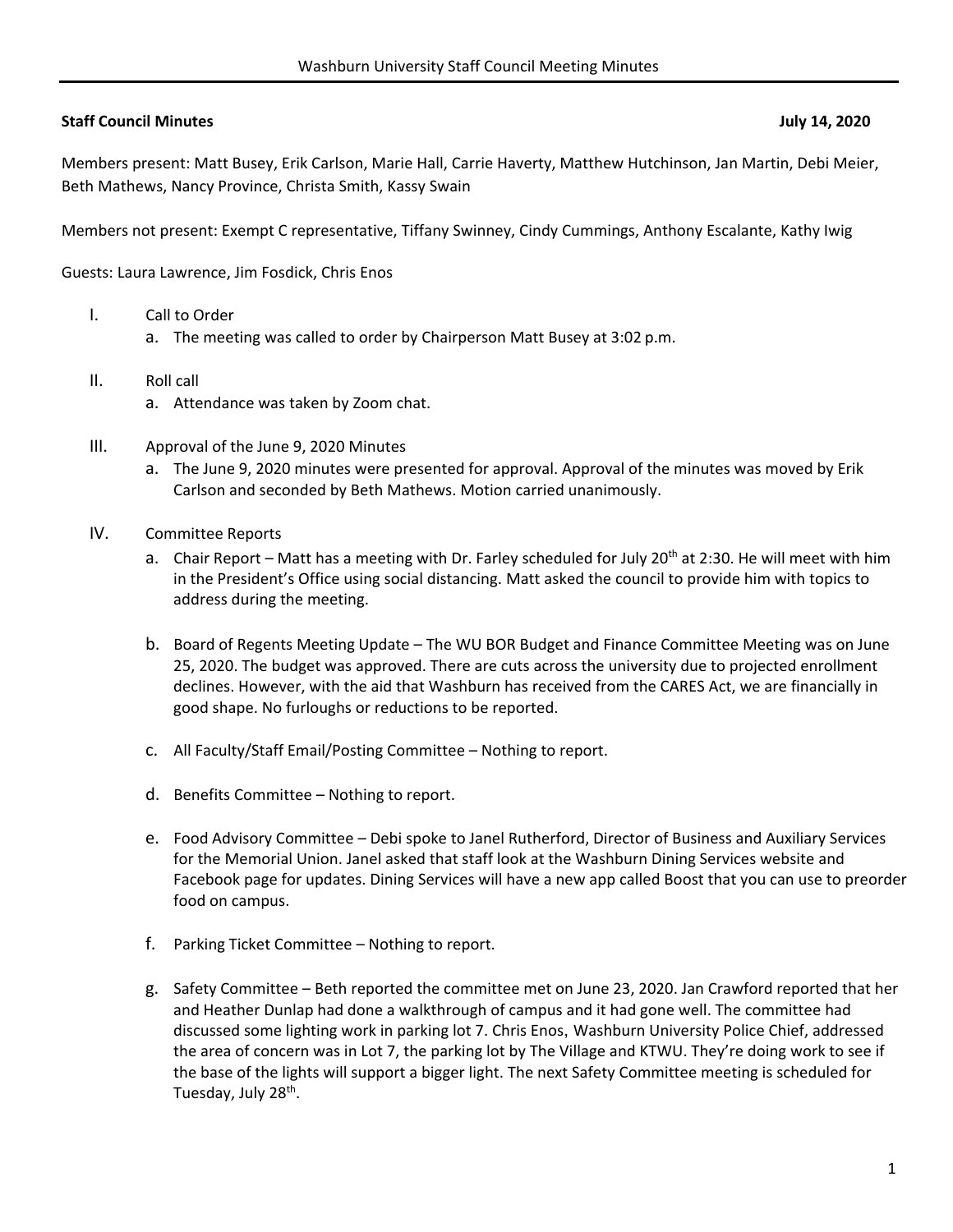**Staff Council Minutes** **July 14, 2020**

Members present: Matt Busey, Erik Carlson, Marie Hall, Carrie Haverty, Matthew Hutchinson, Jan Martin, Debi Meier, Beth Mathews, Nancy Province, Christa Smith, Kassy Swain

Members not present: Exempt C representative, Tiffany Swinney, Cindy Cummings, Anthony Escalante, Kathy Iwig

Guests: Laura Lawrence, Jim Fosdick, Chris Enos

I. Call to Order
   a. The meeting was called to order by Chairperson Matt Busey at 3:02 p.m.

II. Roll call
   a. Attendance was taken by Zoom chat.

III. Approval of the June 9, 2020 Minutes
   a. The June 9, 2020 minutes were presented for approval. Approval of the minutes was moved by Erik Carlson and seconded by Beth Mathews. Motion carried unanimously.

IV. Committee Reports
   a. Chair Report – Matt has a meeting with Dr. Farley scheduled for July 20th at 2:30. He will meet with him in the President's Office using social distancing. Matt asked the council to provide him with topics to address during the meeting.
   b. Board of Regents Meeting Update – The WU BOR Budget and Finance Committee Meeting was on June 25, 2020. The budget was approved. There are cuts across the university due to projected enrollment declines. However, with the aid that Washburn has received from the CARES Act, we are financially in good shape. No furloughs or reductions to be reported.
   c. All Faculty/Staff Email/Posting Committee – Nothing to report.
   d. Benefits Committee – Nothing to report.
   e. Food Advisory Committee – Debi spoke to Janel Rutherford, Director of Business and Auxiliary Services for the Memorial Union. Janel asked that staff look at the Washburn Dining Services website and Facebook page for updates. Dining Services will have a new app called Boost that you can use to preorder food on campus.
   f. Parking Ticket Committee – Nothing to report.
   g. Safety Committee – Beth reported the committee met on June 23, 2020. Jan Crawford reported that her and Heather Dunlap had done a walkthrough of campus and it had gone well. The committee had discussed some lighting work in parking lot 7. Chris Enos, Washburn University Police Chief, addressed the area of concern was in Lot 7, the parking lot by The Village and KTWU. They're doing work to see if the base of the lights will support a bigger light. The next Safety Committee meeting is scheduled for Tuesday, July 28th.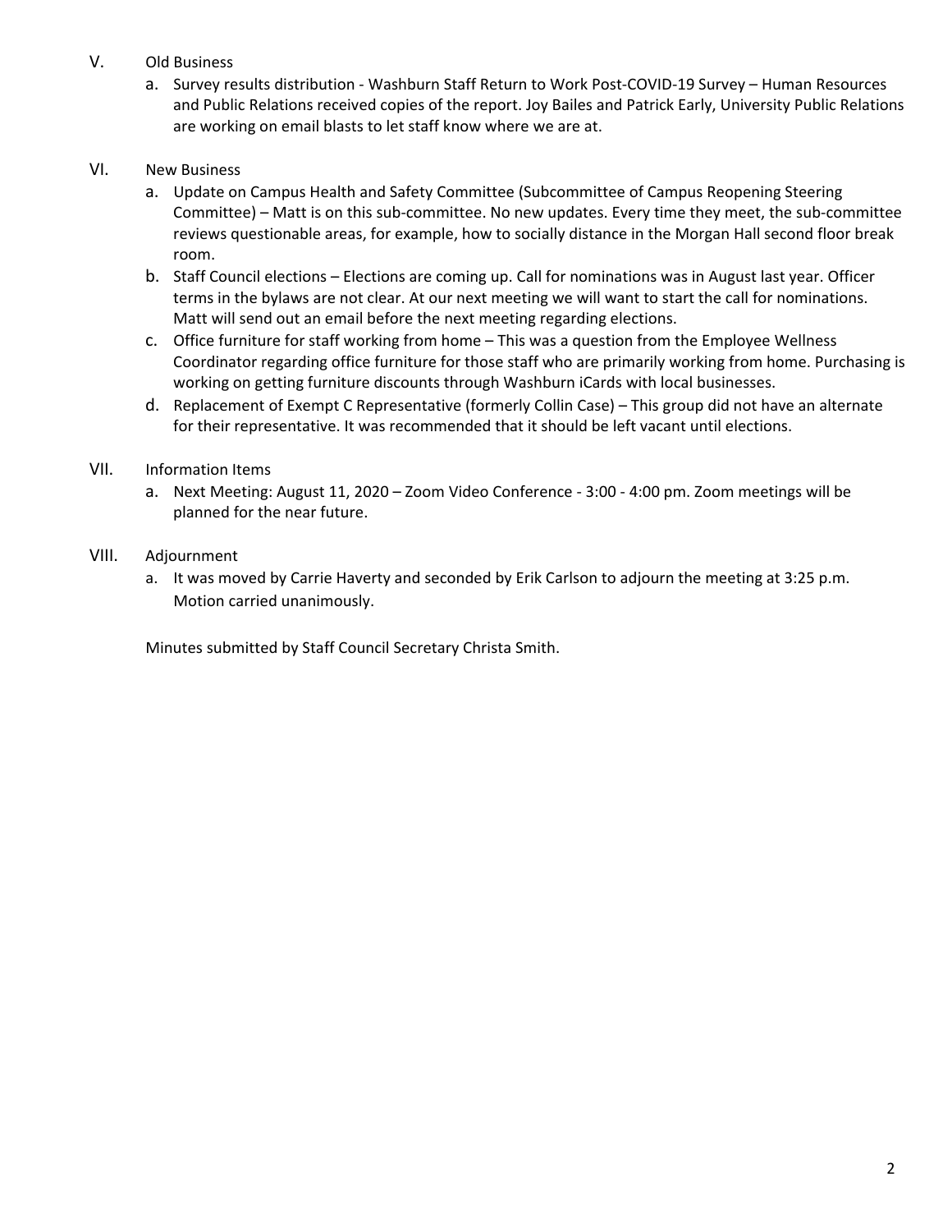V. Old Business

a. Survey results distribution - Washburn Staff Return to Work Post-COVID-19 Survey – Human Resources and Public Relations received copies of the report. Joy Bailes and Patrick Early, University Public Relations are working on email blasts to let staff know where we are at.

VI. New Business

a. Update on Campus Health and Safety Committee (Subcommittee of Campus Reopening Steering Committee) – Matt is on this sub-committee. No new updates. Every time they meet, the sub-committee reviews questionable areas, for example, how to socially distance in the Morgan Hall second floor break room.

b. Staff Council elections – Elections are coming up. Call for nominations was in August last year. Officer terms in the bylaws are not clear. At our next meeting we will want to start the call for nominations. Matt will send out an email before the next meeting regarding elections.

c. Office furniture for staff working from home – This was a question from the Employee Wellness Coordinator regarding office furniture for those staff who are primarily working from home. Purchasing is working on getting furniture discounts through Washburn iCards with local businesses.

d. Replacement of Exempt C Representative (formerly Collin Case) – This group did not have an alternate for their representative. It was recommended that it should be left vacant until elections.

VII. Information Items

a. Next Meeting: August 11, 2020 – Zoom Video Conference - 3:00 - 4:00 pm. Zoom meetings will be planned for the near future.

VIII. Adjournment

a. It was moved by Carrie Haverty and seconded by Erik Carlson to adjourn the meeting at 3:25 p.m. Motion carried unanimously.

Minutes submitted by Staff Council Secretary Christa Smith.